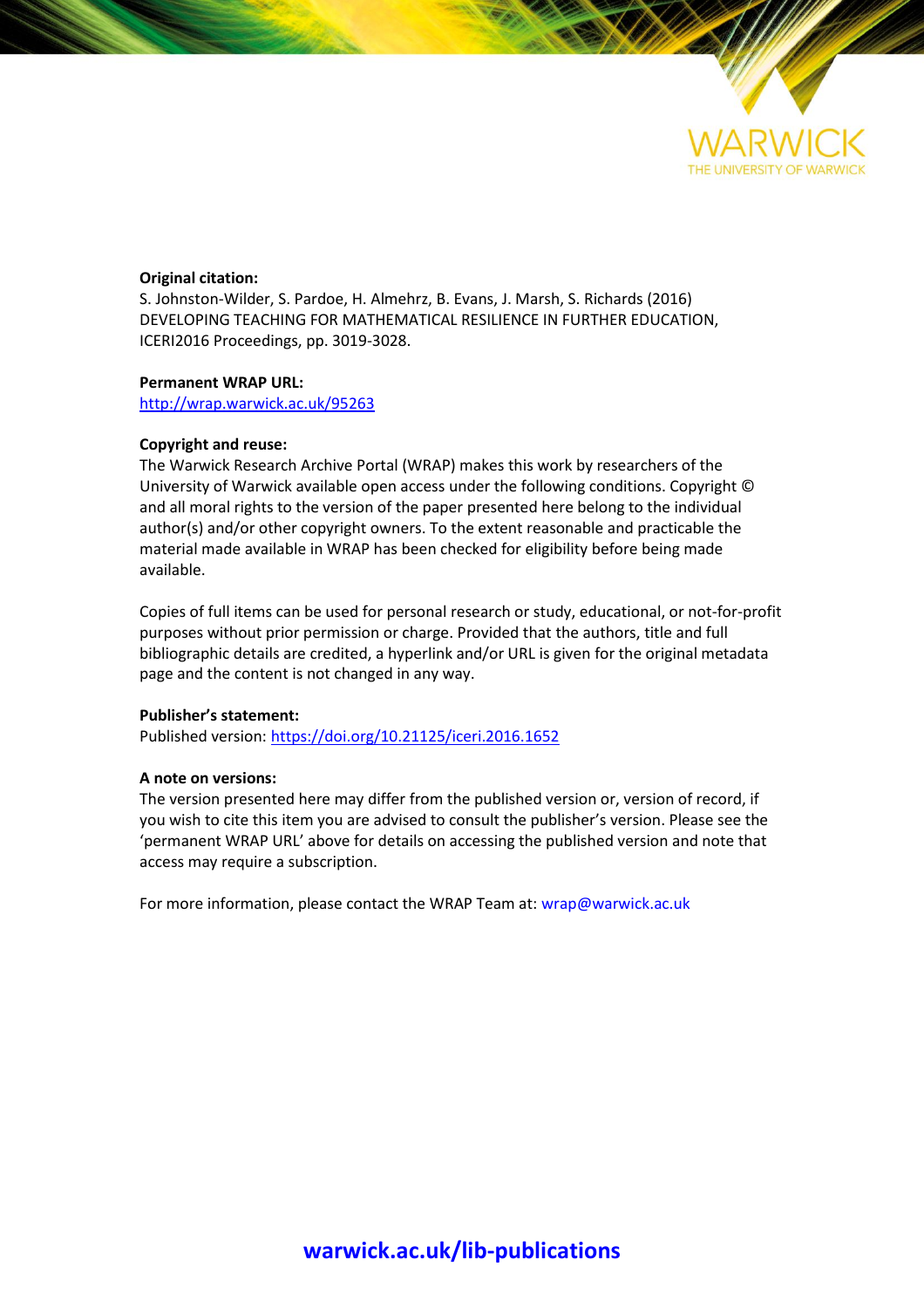WARWICK
THE UNIVERSITY OF WARWICK

**Original citation:**
S. Johnston-Wilder, S. Pardoe, H. Almehrz, B. Evans, J. Marsh, S. Richards (2016) DEVELOPING TEACHING FOR MATHEMATICAL RESILIENCE IN FURTHER EDUCATION, ICERI2016 Proceedings, pp. 3019-3028.

**Permanent WRAP URL:**
http://wrap.warwick.ac.uk/95263

**Copyright and reuse:**
The Warwick Research Archive Portal (WRAP) makes this work by researchers of the University of Warwick available open access under the following conditions. Copyright © and all moral rights to the version of the paper presented here belong to the individual author(s) and/or other copyright owners. To the extent reasonable and practicable the material made available in WRAP has been checked for eligibility before being made available.

Copies of full items can be used for personal research or study, educational, or not-for-profit purposes without prior permission or charge. Provided that the authors, title and full bibliographic details are credited, a hyperlink and/or URL is given for the original metadata page and the content is not changed in any way.

**Publisher's statement:**
Published version: https://doi.org/10.21125/iceri.2016.1652

**A note on versions:**
The version presented here may differ from the published version or, version of record, if you wish to cite this item you are advised to consult the publisher's version. Please see the 'permanent WRAP URL' above for details on accessing the published version and note that access may require a subscription.

For more information, please contact the WRAP Team at: wrap@warwick.ac.uk

**warwick.ac.uk/lib-publications**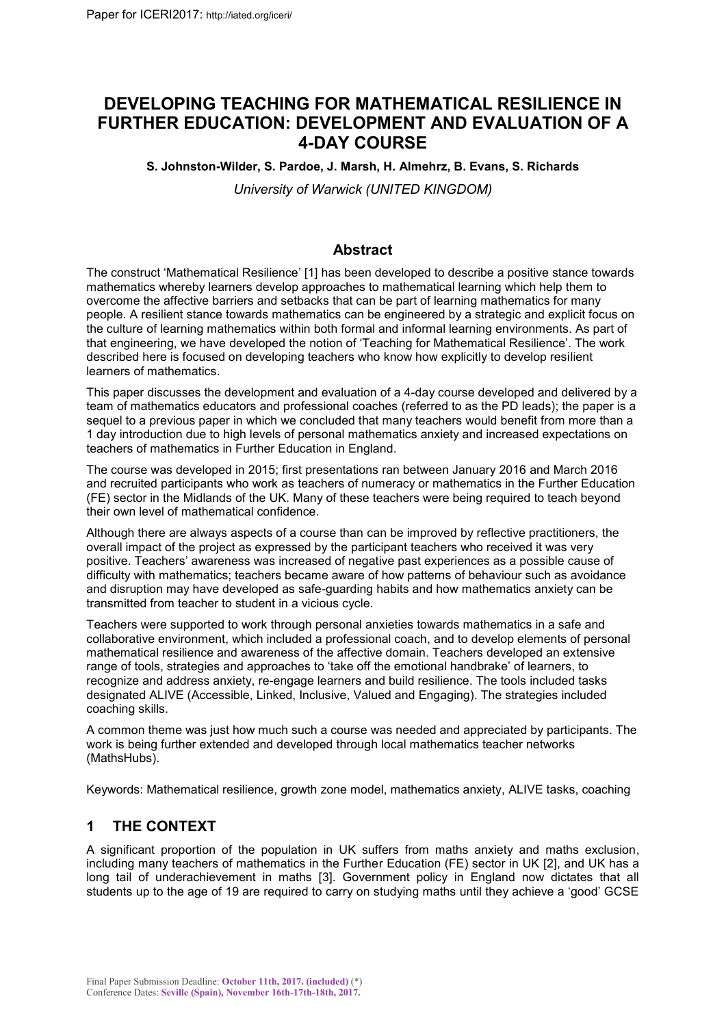# DEVELOPING TEACHING FOR MATHEMATICAL RESILIENCE IN FURTHER EDUCATION: DEVELOPMENT AND EVALUATION OF A 4-DAY COURSE

**S. Johnston-Wilder, S. Pardoe, J. Marsh, H. Almehrz, B. Evans, S. Richards**

*University of Warwick (UNITED KINGDOM)*

## Abstract

The construct 'Mathematical Resilience' [1] has been developed to describe a positive stance towards mathematics whereby learners develop approaches to mathematical learning which help them to overcome the affective barriers and setbacks that can be part of learning mathematics for many people. A resilient stance towards mathematics can be engineered by a strategic and explicit focus on the culture of learning mathematics within both formal and informal learning environments. As part of that engineering, we have developed the notion of 'Teaching for Mathematical Resilience'. The work described here is focused on developing teachers who know how explicitly to develop resilient learners of mathematics.

This paper discusses the development and evaluation of a 4-day course developed and delivered by a team of mathematics educators and professional coaches (referred to as the PD leads); the paper is a sequel to a previous paper in which we concluded that many teachers would benefit from more than a 1 day introduction due to high levels of personal mathematics anxiety and increased expectations on teachers of mathematics in Further Education in England.

The course was developed in 2015; first presentations ran between January 2016 and March 2016 and recruited participants who work as teachers of numeracy or mathematics in the Further Education (FE) sector in the Midlands of the UK. Many of these teachers were being required to teach beyond their own level of mathematical confidence.

Although there are always aspects of a course than can be improved by reflective practitioners, the overall impact of the project as expressed by the participant teachers who received it was very positive. Teachers' awareness was increased of negative past experiences as a possible cause of difficulty with mathematics; teachers became aware of how patterns of behaviour such as avoidance and disruption may have developed as safe-guarding habits and how mathematics anxiety can be transmitted from teacher to student in a vicious cycle.

Teachers were supported to work through personal anxieties towards mathematics in a safe and collaborative environment, which included a professional coach, and to develop elements of personal mathematical resilience and awareness of the affective domain. Teachers developed an extensive range of tools, strategies and approaches to 'take off the emotional handbrake' of learners, to recognize and address anxiety, re-engage learners and build resilience. The tools included tasks designated ALIVE (Accessible, Linked, Inclusive, Valued and Engaging). The strategies included coaching skills.

A common theme was just how much such a course was needed and appreciated by participants. The work is being further extended and developed through local mathematics teacher networks (MathsHubs).

Keywords: Mathematical resilience, growth zone model, mathematics anxiety, ALIVE tasks, coaching

## 1 THE CONTEXT

A significant proportion of the population in UK suffers from maths anxiety and maths exclusion, including many teachers of mathematics in the Further Education (FE) sector in UK [2], and UK has a long tail of underachievement in maths [3]. Government policy in England now dictates that all students up to the age of 19 are required to carry on studying maths until they achieve a 'good' GCSE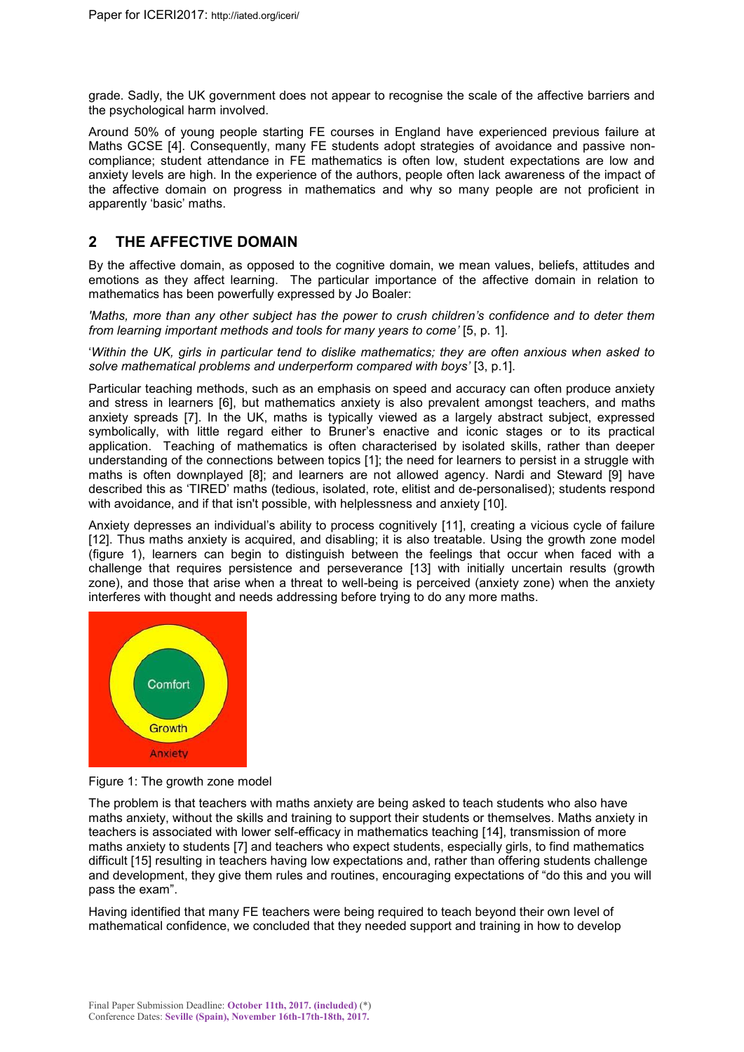grade. Sadly, the UK government does not appear to recognise the scale of the affective barriers and the psychological harm involved.

Around 50% of young people starting FE courses in England have experienced previous failure at Maths GCSE [4]. Consequently, many FE students adopt strategies of avoidance and passive non-compliance; student attendance in FE mathematics is often low, student expectations are low and anxiety levels are high. In the experience of the authors, people often lack awareness of the impact of the affective domain on progress in mathematics and why so many people are not proficient in apparently 'basic' maths.

## 2 THE AFFECTIVE DOMAIN

By the affective domain, as opposed to the cognitive domain, we mean values, beliefs, attitudes and emotions as they affect learning. The particular importance of the affective domain in relation to mathematics has been powerfully expressed by Jo Boaler:

*'Maths, more than any other subject has the power to crush children's confidence and to deter them from learning important methods and tools for many years to come'* [5, p. 1].

'*Within the UK, girls in particular tend to dislike mathematics; they are often anxious when asked to solve mathematical problems and underperform compared with boys'* [3, p.1].

Particular teaching methods, such as an emphasis on speed and accuracy can often produce anxiety and stress in learners [6], but mathematics anxiety is also prevalent amongst teachers, and maths anxiety spreads [7]. In the UK, maths is typically viewed as a largely abstract subject, expressed symbolically, with little regard either to Bruner's enactive and iconic stages or to its practical application. Teaching of mathematics is often characterised by isolated skills, rather than deeper understanding of the connections between topics [1]; the need for learners to persist in a struggle with maths is often downplayed [8]; and learners are not allowed agency. Nardi and Steward [9] have described this as 'TIRED' maths (tedious, isolated, rote, elitist and de-personalised); students respond with avoidance, and if that isn't possible, with helplessness and anxiety [10].

Anxiety depresses an individual's ability to process cognitively [11], creating a vicious cycle of failure [12]. Thus maths anxiety is acquired, and disabling; it is also treatable. Using the growth zone model (figure 1), learners can begin to distinguish between the feelings that occur when faced with a challenge that requires persistence and perseverance [13] with initially uncertain results (growth zone), and those that arise when a threat to well-being is perceived (anxiety zone) when the anxiety interferes with thought and needs addressing before trying to do any more maths.

Comfort

Growth

Anxiety

Figure 1: The growth zone model

The problem is that teachers with maths anxiety are being asked to teach students who also have maths anxiety, without the skills and training to support their students or themselves. Maths anxiety in teachers is associated with lower self-efficacy in mathematics teaching [14], transmission of more maths anxiety to students [7] and teachers who expect students, especially girls, to find mathematics difficult [15] resulting in teachers having low expectations and, rather than offering students challenge and development, they give them rules and routines, encouraging expectations of "do this and you will pass the exam".

Having identified that many FE teachers were being required to teach beyond their own level of mathematical confidence, we concluded that they needed support and training in how to develop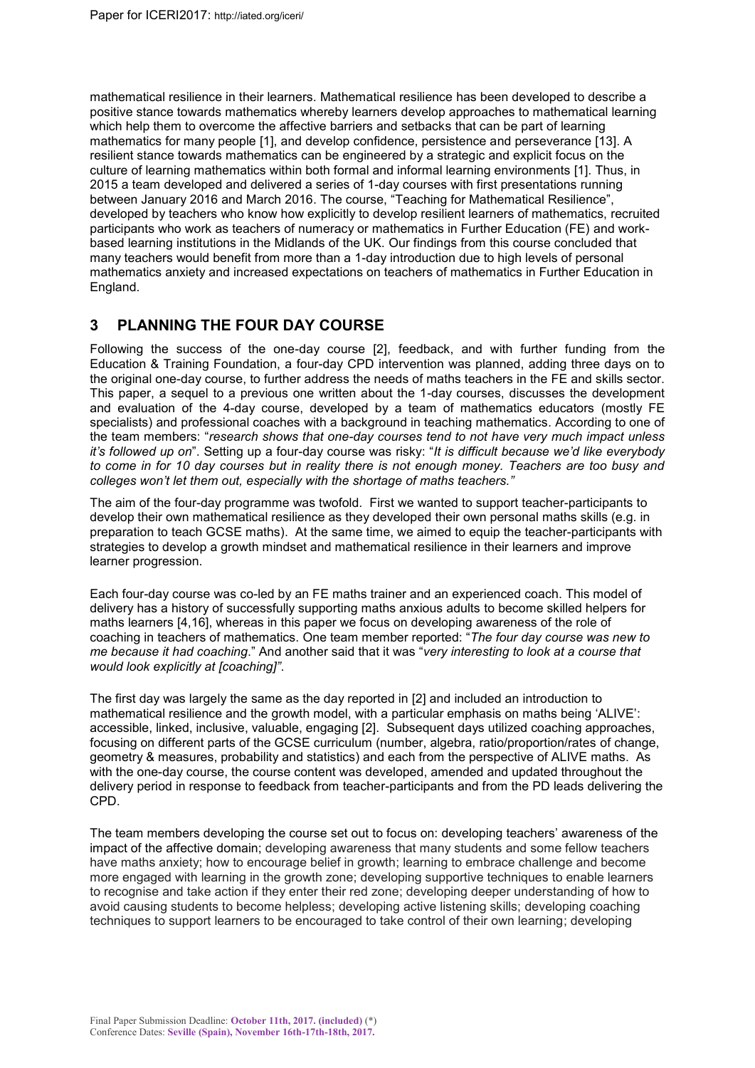mathematical resilience in their learners. Mathematical resilience has been developed to describe a positive stance towards mathematics whereby learners develop approaches to mathematical learning which help them to overcome the affective barriers and setbacks that can be part of learning mathematics for many people [1], and develop confidence, persistence and perseverance [13]. A resilient stance towards mathematics can be engineered by a strategic and explicit focus on the culture of learning mathematics within both formal and informal learning environments [1]. Thus, in 2015 a team developed and delivered a series of 1-day courses with first presentations running between January 2016 and March 2016. The course, "Teaching for Mathematical Resilience", developed by teachers who know how explicitly to develop resilient learners of mathematics, recruited participants who work as teachers of numeracy or mathematics in Further Education (FE) and work-based learning institutions in the Midlands of the UK. Our findings from this course concluded that many teachers would benefit from more than a 1-day introduction due to high levels of personal mathematics anxiety and increased expectations on teachers of mathematics in Further Education in England.

## 3 PLANNING THE FOUR DAY COURSE

Following the success of the one-day course [2], feedback, and with further funding from the Education & Training Foundation, a four-day CPD intervention was planned, adding three days on to the original one-day course, to further address the needs of maths teachers in the FE and skills sector. This paper, a sequel to a previous one written about the 1-day courses, discusses the development and evaluation of the 4-day course, developed by a team of mathematics educators (mostly FE specialists) and professional coaches with a background in teaching mathematics. According to one of the team members: "*research shows that one-day courses tend to not have very much impact unless it's followed up on*". Setting up a four-day course was risky: "*It is difficult because we'd like everybody to come in for 10 day courses but in reality there is not enough money. Teachers are too busy and colleges won't let them out, especially with the shortage of maths teachers.*"

The aim of the four-day programme was twofold. First we wanted to support teacher-participants to develop their own mathematical resilience as they developed their own personal maths skills (e.g. in preparation to teach GCSE maths). At the same time, we aimed to equip the teacher-participants with strategies to develop a growth mindset and mathematical resilience in their learners and improve learner progression.

Each four-day course was co-led by an FE maths trainer and an experienced coach. This model of delivery has a history of successfully supporting maths anxious adults to become skilled helpers for maths learners [4,16], whereas in this paper we focus on developing awareness of the role of coaching in teachers of mathematics. One team member reported: "*The four day course was new to me because it had coaching*." And another said that it was "*very interesting to look at a course that would look explicitly at [coaching]*".

The first day was largely the same as the day reported in [2] and included an introduction to mathematical resilience and the growth model, with a particular emphasis on maths being 'ALIVE': accessible, linked, inclusive, valuable, engaging [2]. Subsequent days utilized coaching approaches, focusing on different parts of the GCSE curriculum (number, algebra, ratio/proportion/rates of change, geometry & measures, probability and statistics) and each from the perspective of ALIVE maths. As with the one-day course, the course content was developed, amended and updated throughout the delivery period in response to feedback from teacher-participants and from the PD leads delivering the CPD.

The team members developing the course set out to focus on: developing teachers' awareness of the impact of the affective domain; developing awareness that many students and some fellow teachers have maths anxiety; how to encourage belief in growth; learning to embrace challenge and become more engaged with learning in the growth zone; developing supportive techniques to enable learners to recognise and take action if they enter their red zone; developing deeper understanding of how to avoid causing students to become helpless; developing active listening skills; developing coaching techniques to support learners to be encouraged to take control of their own learning; developing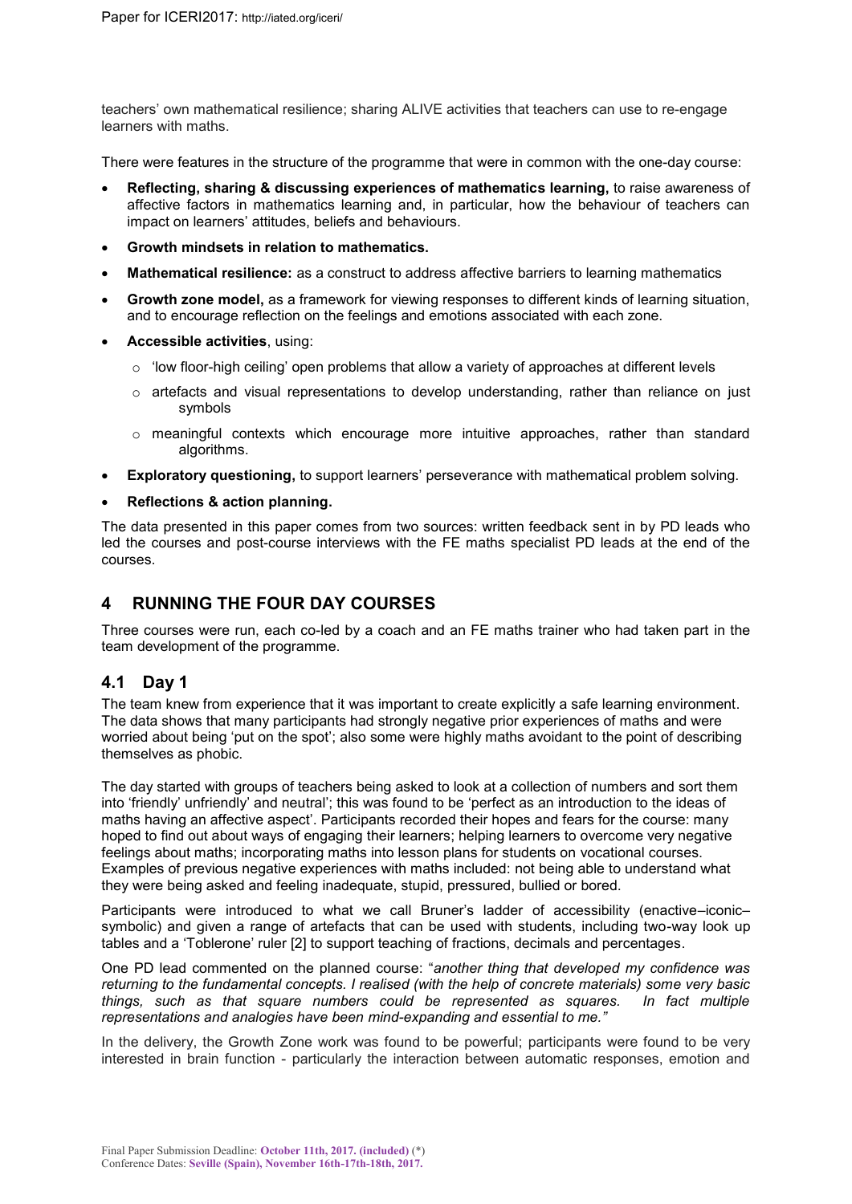teachers' own mathematical resilience; sharing ALIVE activities that teachers can use to re-engage learners with maths.

There were features in the structure of the programme that were in common with the one-day course:

- **Reflecting, sharing & discussing experiences of mathematics learning,** to raise awareness of affective factors in mathematics learning and, in particular, how the behaviour of teachers can impact on learners' attitudes, beliefs and behaviours.
- **Growth mindsets in relation to mathematics.**
- **Mathematical resilience:** as a construct to address affective barriers to learning mathematics
- **Growth zone model,** as a framework for viewing responses to different kinds of learning situation, and to encourage reflection on the feelings and emotions associated with each zone.
- **Accessible activities**, using:
  - 'low floor-high ceiling' open problems that allow a variety of approaches at different levels
  - artefacts and visual representations to develop understanding, rather than reliance on just symbols
  - meaningful contexts which encourage more intuitive approaches, rather than standard algorithms.
- **Exploratory questioning,** to support learners' perseverance with mathematical problem solving.
- **Reflections & action planning.**

The data presented in this paper comes from two sources: written feedback sent in by PD leads who led the courses and post-course interviews with the FE maths specialist PD leads at the end of the courses.

# 4 RUNNING THE FOUR DAY COURSES

Three courses were run, each co-led by a coach and an FE maths trainer who had taken part in the team development of the programme.

## 4.1 Day 1

The team knew from experience that it was important to create explicitly a safe learning environment. The data shows that many participants had strongly negative prior experiences of maths and were worried about being 'put on the spot'; also some were highly maths avoidant to the point of describing themselves as phobic.

The day started with groups of teachers being asked to look at a collection of numbers and sort them into 'friendly' unfriendly' and neutral'; this was found to be 'perfect as an introduction to the ideas of maths having an affective aspect'. Participants recorded their hopes and fears for the course: many hoped to find out about ways of engaging their learners; helping learners to overcome very negative feelings about maths; incorporating maths into lesson plans for students on vocational courses. Examples of previous negative experiences with maths included: not being able to understand what they were being asked and feeling inadequate, stupid, pressured, bullied or bored.

Participants were introduced to what we call Bruner's ladder of accessibility (enactive–iconic–symbolic) and given a range of artefacts that can be used with students, including two-way look up tables and a 'Toblerone' ruler [2] to support teaching of fractions, decimals and percentages.

One PD lead commented on the planned course: "*another thing that developed my confidence was returning to the fundamental concepts. I realised (with the help of concrete materials) some very basic things, such as that square numbers could be represented as squares. In fact multiple representations and analogies have been mind-expanding and essential to me.*"

In the delivery, the Growth Zone work was found to be powerful; participants were found to be very interested in brain function - particularly the interaction between automatic responses, emotion and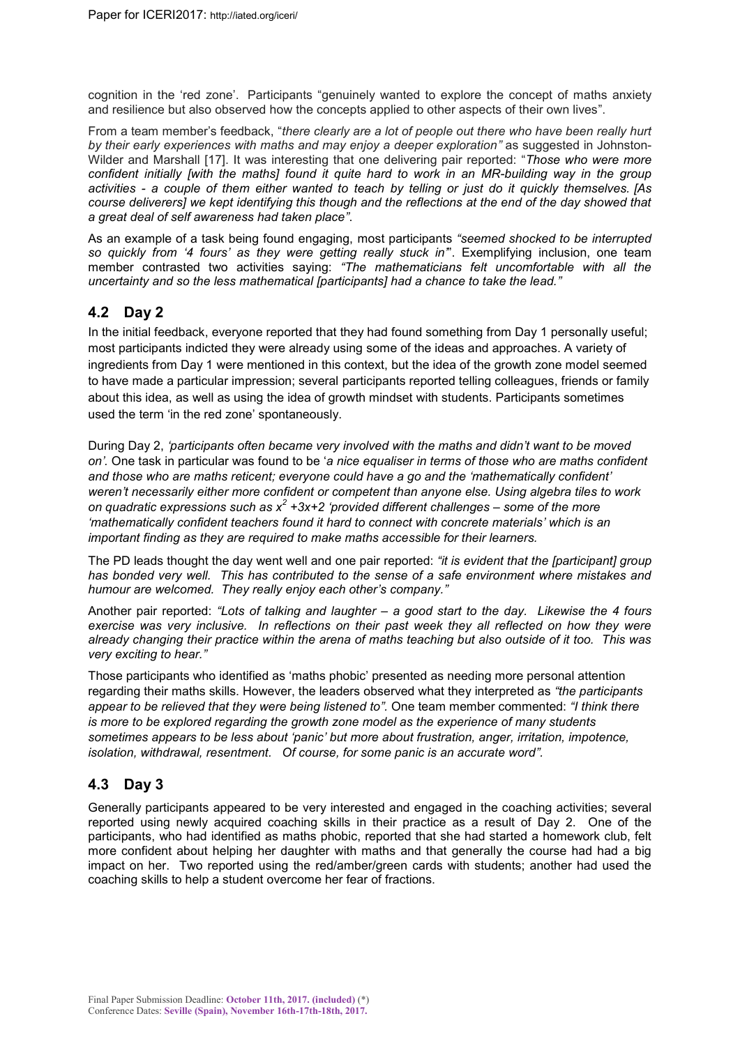cognition in the 'red zone'. Participants "genuinely wanted to explore the concept of maths anxiety and resilience but also observed how the concepts applied to other aspects of their own lives".

From a team member's feedback, "*there clearly are a lot of people out there who have been really hurt by their early experiences with maths and may enjoy a deeper exploration"* as suggested in Johnston-Wilder and Marshall [17]. It was interesting that one delivering pair reported: "*Those who were more confident initially [with the maths] found it quite hard to work in an MR-building way in the group activities - a couple of them either wanted to teach by telling or just do it quickly themselves. [As course deliverers] we kept identifying this though and the reflections at the end of the day showed that a great deal of self awareness had taken place"*.

As an example of a task being found engaging, most participants *"seemed shocked to be interrupted so quickly from '4 fours' as they were getting really stuck in"*. Exemplifying inclusion, one team member contrasted two activities saying: *"The mathematicians felt uncomfortable with all the uncertainty and so the less mathematical [participants] had a chance to take the lead."*

## 4.2 Day 2

In the initial feedback, everyone reported that they had found something from Day 1 personally useful; most participants indicted they were already using some of the ideas and approaches. A variety of ingredients from Day 1 were mentioned in this context, but the idea of the growth zone model seemed to have made a particular impression; several participants reported telling colleagues, friends or family about this idea, as well as using the idea of growth mindset with students. Participants sometimes used the term 'in the red zone' spontaneously.

During Day 2, *'participants often became very involved with the maths and didn't want to be moved on'.* One task in particular was found to be '*a nice equaliser in terms of those who are maths confident and those who are maths reticent; everyone could have a go and the 'mathematically confident' weren't necessarily either more confident or competent than anyone else. Using algebra tiles to work on quadratic expressions such as $x^2$ +3x+2 'provided different challenges – some of the more 'mathematically confident teachers found it hard to connect with concrete materials' which is an important finding as they are required to make maths accessible for their learners.*

The PD leads thought the day went well and one pair reported: *"it is evident that the [participant] group has bonded very well. This has contributed to the sense of a safe environment where mistakes and humour are welcomed. They really enjoy each other's company."*

Another pair reported: *"Lots of talking and laughter – a good start to the day. Likewise the 4 fours exercise was very inclusive. In reflections on their past week they all reflected on how they were already changing their practice within the arena of maths teaching but also outside of it too. This was very exciting to hear."*

Those participants who identified as 'maths phobic' presented as needing more personal attention regarding their maths skills. However, the leaders observed what they interpreted as *"the participants appear to be relieved that they were being listened to".* One team member commented: *"I think there is more to be explored regarding the growth zone model as the experience of many students sometimes appears to be less about 'panic' but more about frustration, anger, irritation, impotence, isolation, withdrawal, resentment. Of course, for some panic is an accurate word".*

## 4.3 Day 3

Generally participants appeared to be very interested and engaged in the coaching activities; several reported using newly acquired coaching skills in their practice as a result of Day 2. One of the participants, who had identified as maths phobic, reported that she had started a homework club, felt more confident about helping her daughter with maths and that generally the course had had a big impact on her. Two reported using the red/amber/green cards with students; another had used the coaching skills to help a student overcome her fear of fractions.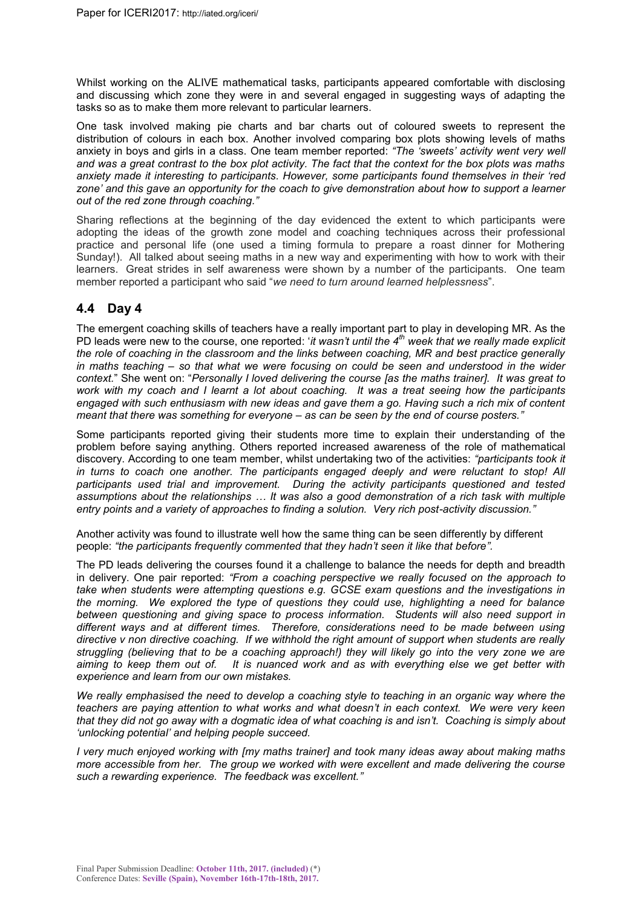Whilst working on the ALIVE mathematical tasks, participants appeared comfortable with disclosing and discussing which zone they were in and several engaged in suggesting ways of adapting the tasks so as to make them more relevant to particular learners.

One task involved making pie charts and bar charts out of coloured sweets to represent the distribution of colours in each box. Another involved comparing box plots showing levels of maths anxiety in boys and girls in a class. One team member reported: *"The 'sweets' activity went very well and was a great contrast to the box plot activity. The fact that the context for the box plots was maths anxiety made it interesting to participants. However, some participants found themselves in their 'red zone' and this gave an opportunity for the coach to give demonstration about how to support a learner out of the red zone through coaching."*

Sharing reflections at the beginning of the day evidenced the extent to which participants were adopting the ideas of the growth zone model and coaching techniques across their professional practice and personal life (one used a timing formula to prepare a roast dinner for Mothering Sunday!). All talked about seeing maths in a new way and experimenting with how to work with their learners. Great strides in self awareness were shown by a number of the participants. One team member reported a participant who said "*we need to turn around learned helplessness*".

## 4.4 Day 4

The emergent coaching skills of teachers have a really important part to play in developing MR. As the PD leads were new to the course, one reported: '*it wasn't until the 4th week that we really made explicit the role of coaching in the classroom and the links between coaching, MR and best practice generally in maths teaching – so that what we were focusing on could be seen and understood in the wider context.*" She went on: "*Personally I loved delivering the course [as the maths trainer]. It was great to work with my coach and I learnt a lot about coaching. It was a treat seeing how the participants engaged with such enthusiasm with new ideas and gave them a go. Having such a rich mix of content meant that there was something for everyone – as can be seen by the end of course posters."*

Some participants reported giving their students more time to explain their understanding of the problem before saying anything. Others reported increased awareness of the role of mathematical discovery. According to one team member, whilst undertaking two of the activities: *"participants took it in turns to coach one another. The participants engaged deeply and were reluctant to stop! All participants used trial and improvement. During the activity participants questioned and tested assumptions about the relationships … It was also a good demonstration of a rich task with multiple entry points and a variety of approaches to finding a solution. Very rich post-activity discussion."*

Another activity was found to illustrate well how the same thing can be seen differently by different people: *"the participants frequently commented that they hadn't seen it like that before".*

The PD leads delivering the courses found it a challenge to balance the needs for depth and breadth in delivery. One pair reported: *"From a coaching perspective we really focused on the approach to take when students were attempting questions e.g. GCSE exam questions and the investigations in the morning. We explored the type of questions they could use, highlighting a need for balance between questioning and giving space to process information. Students will also need support in different ways and at different times. Therefore, considerations need to be made between using directive v non directive coaching. If we withhold the right amount of support when students are really struggling (believing that to be a coaching approach!) they will likely go into the very zone we are aiming to keep them out of. It is nuanced work and as with everything else we get better with experience and learn from our own mistakes.*

*We really emphasised the need to develop a coaching style to teaching in an organic way where the teachers are paying attention to what works and what doesn't in each context. We were very keen that they did not go away with a dogmatic idea of what coaching is and isn't. Coaching is simply about 'unlocking potential' and helping people succeed.*

*I very much enjoyed working with [my maths trainer] and took many ideas away about making maths more accessible from her. The group we worked with were excellent and made delivering the course such a rewarding experience. The feedback was excellent."*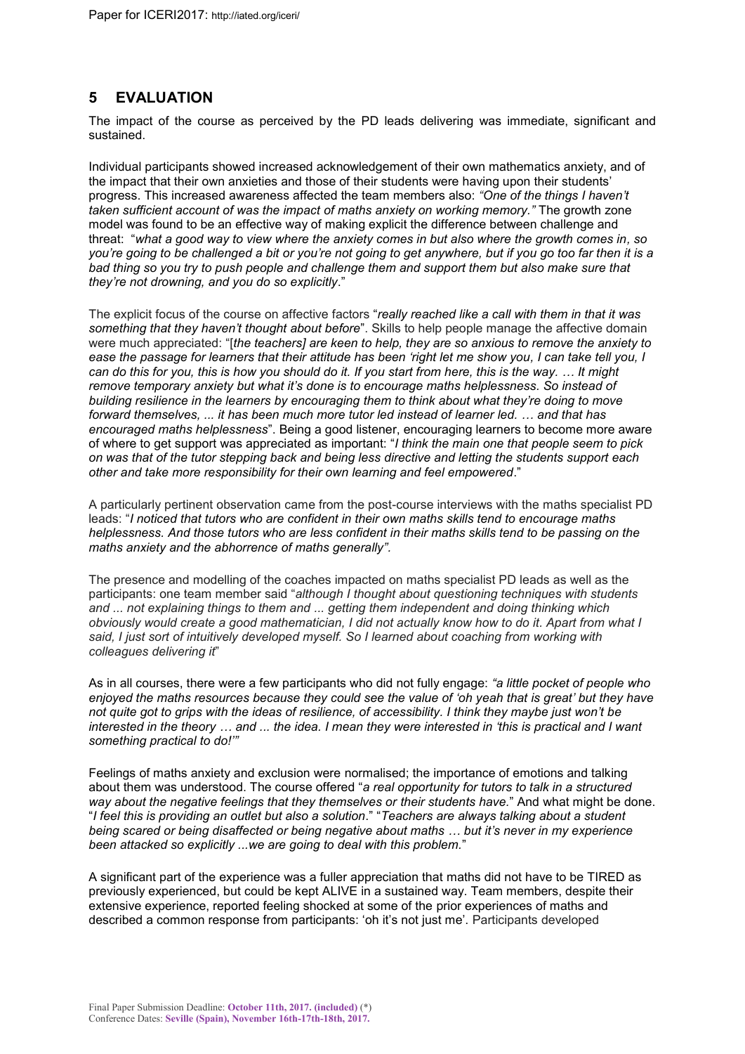## 5 EVALUATION

The impact of the course as perceived by the PD leads delivering was immediate, significant and sustained.

Individual participants showed increased acknowledgement of their own mathematics anxiety, and of the impact that their own anxieties and those of their students were having upon their students' progress. This increased awareness affected the team members also: *"One of the things I haven't taken sufficient account of was the impact of maths anxiety on working memory."* The growth zone model was found to be an effective way of making explicit the difference between challenge and threat: "*what a good way to view where the anxiety comes in but also where the growth comes in, so you're going to be challenged a bit or you're not going to get anywhere, but if you go too far then it is a bad thing so you try to push people and challenge them and support them but also make sure that they're not drowning, and you do so explicitly*."

The explicit focus of the course on affective factors "*really reached like a call with them in that it was something that they haven't thought about before*". Skills to help people manage the affective domain were much appreciated: "[*the teachers] are keen to help, they are so anxious to remove the anxiety to ease the passage for learners that their attitude has been 'right let me show you, I can take tell you, I can do this for you, this is how you should do it. If you start from here, this is the way. … It might remove temporary anxiety but what it's done is to encourage maths helplessness. So instead of building resilience in the learners by encouraging them to think about what they're doing to move forward themselves, ... it has been much more tutor led instead of learner led. … and that has encouraged maths helplessness*". Being a good listener, encouraging learners to become more aware of where to get support was appreciated as important: "*I think the main one that people seem to pick on was that of the tutor stepping back and being less directive and letting the students support each other and take more responsibility for their own learning and feel empowered*."

A particularly pertinent observation came from the post-course interviews with the maths specialist PD leads: "*I noticed that tutors who are confident in their own maths skills tend to encourage maths helplessness. And those tutors who are less confident in their maths skills tend to be passing on the maths anxiety and the abhorrence of maths generally".*

The presence and modelling of the coaches impacted on maths specialist PD leads as well as the participants: one team member said "*although I thought about questioning techniques with students and ... not explaining things to them and ... getting them independent and doing thinking which obviously would create a good mathematician, I did not actually know how to do it. Apart from what I said, I just sort of intuitively developed myself. So I learned about coaching from working with colleagues delivering it*"

As in all courses, there were a few participants who did not fully engage: *"a little pocket of people who enjoyed the maths resources because they could see the value of 'oh yeah that is great' but they have not quite got to grips with the ideas of resilience, of accessibility. I think they maybe just won't be interested in the theory … and ... the idea. I mean they were interested in 'this is practical and I want something practical to do!'"*

Feelings of maths anxiety and exclusion were normalised; the importance of emotions and talking about them was understood. The course offered "*a real opportunity for tutors to talk in a structured way about the negative feelings that they themselves or their students have.*" And what might be done. "*I feel this is providing an outlet but also a solution*." "*Teachers are always talking about a student being scared or being disaffected or being negative about maths … but it's never in my experience been attacked so explicitly ...we are going to deal with this problem.*"

A significant part of the experience was a fuller appreciation that maths did not have to be TIRED as previously experienced, but could be kept ALIVE in a sustained way. Team members, despite their extensive experience, reported feeling shocked at some of the prior experiences of maths and described a common response from participants: 'oh it's not just me'. Participants developed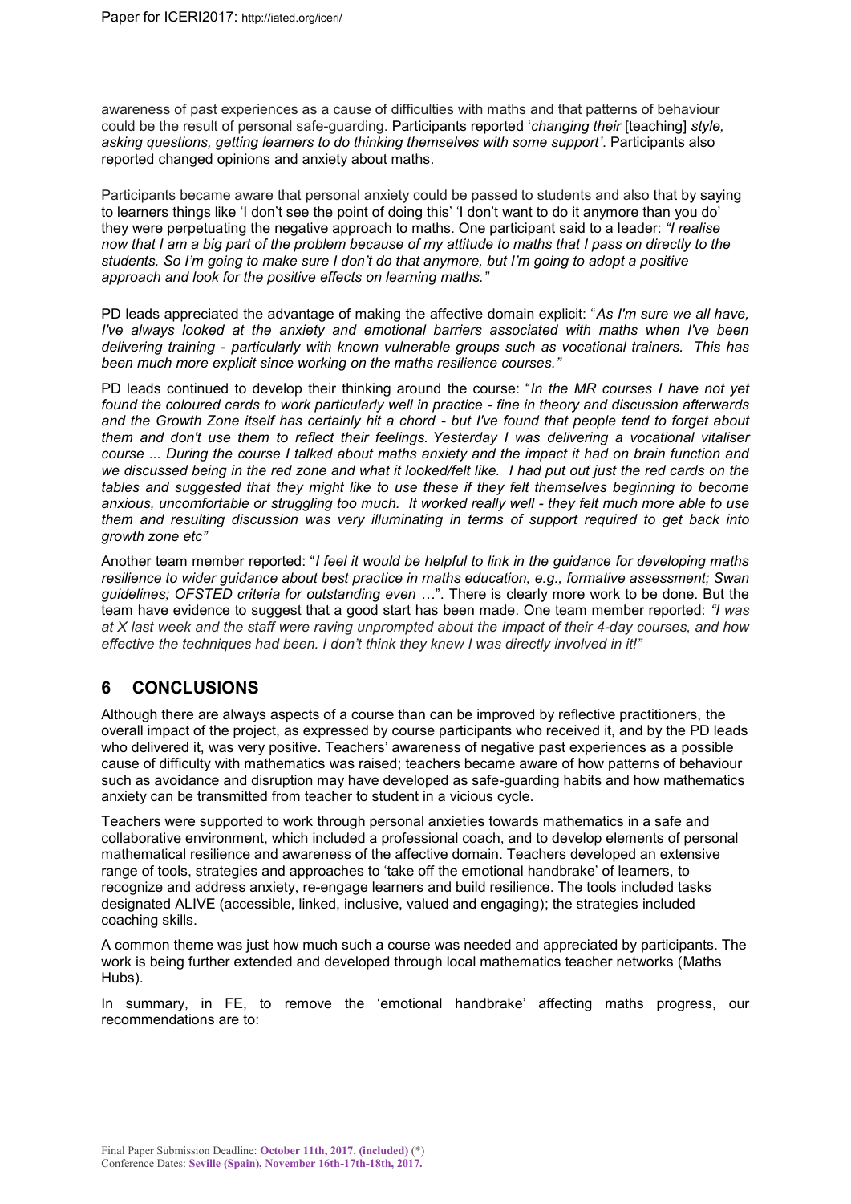awareness of past experiences as a cause of difficulties with maths and that patterns of behaviour could be the result of personal safe-guarding. Participants reported '*changing their* [teaching] *style, asking questions, getting learners to do thinking themselves with some support'*. Participants also reported changed opinions and anxiety about maths.

Participants became aware that personal anxiety could be passed to students and also that by saying to learners things like 'I don't see the point of doing this' 'I don't want to do it anymore than you do' they were perpetuating the negative approach to maths. One participant said to a leader: *"I realise now that I am a big part of the problem because of my attitude to maths that I pass on directly to the students. So I'm going to make sure I don't do that anymore, but I'm going to adopt a positive approach and look for the positive effects on learning maths."*

PD leads appreciated the advantage of making the affective domain explicit: "*As I'm sure we all have, I've always looked at the anxiety and emotional barriers associated with maths when I've been delivering training - particularly with known vulnerable groups such as vocational trainers. This has been much more explicit since working on the maths resilience courses."*

PD leads continued to develop their thinking around the course: "*In the MR courses I have not yet found the coloured cards to work particularly well in practice - fine in theory and discussion afterwards and the Growth Zone itself has certainly hit a chord - but I've found that people tend to forget about them and don't use them to reflect their feelings. Yesterday I was delivering a vocational vitaliser course ... During the course I talked about maths anxiety and the impact it had on brain function and we discussed being in the red zone and what it looked/felt like. I had put out just the red cards on the tables and suggested that they might like to use these if they felt themselves beginning to become anxious, uncomfortable or struggling too much. It worked really well - they felt much more able to use them and resulting discussion was very illuminating in terms of support required to get back into growth zone etc"*

Another team member reported: "*I feel it would be helpful to link in the guidance for developing maths resilience to wider guidance about best practice in maths education, e.g., formative assessment; Swan guidelines; OFSTED criteria for outstanding even …*". There is clearly more work to be done. But the team have evidence to suggest that a good start has been made. One team member reported: *"I was at X last week and the staff were raving unprompted about the impact of their 4-day courses, and how effective the techniques had been. I don't think they knew I was directly involved in it!"*

## 6 CONCLUSIONS

Although there are always aspects of a course than can be improved by reflective practitioners, the overall impact of the project, as expressed by course participants who received it, and by the PD leads who delivered it, was very positive. Teachers' awareness of negative past experiences as a possible cause of difficulty with mathematics was raised; teachers became aware of how patterns of behaviour such as avoidance and disruption may have developed as safe-guarding habits and how mathematics anxiety can be transmitted from teacher to student in a vicious cycle.

Teachers were supported to work through personal anxieties towards mathematics in a safe and collaborative environment, which included a professional coach, and to develop elements of personal mathematical resilience and awareness of the affective domain. Teachers developed an extensive range of tools, strategies and approaches to 'take off the emotional handbrake' of learners, to recognize and address anxiety, re-engage learners and build resilience. The tools included tasks designated ALIVE (accessible, linked, inclusive, valued and engaging); the strategies included coaching skills.

A common theme was just how much such a course was needed and appreciated by participants. The work is being further extended and developed through local mathematics teacher networks (Maths Hubs).

In summary, in FE, to remove the 'emotional handbrake' affecting maths progress, our recommendations are to: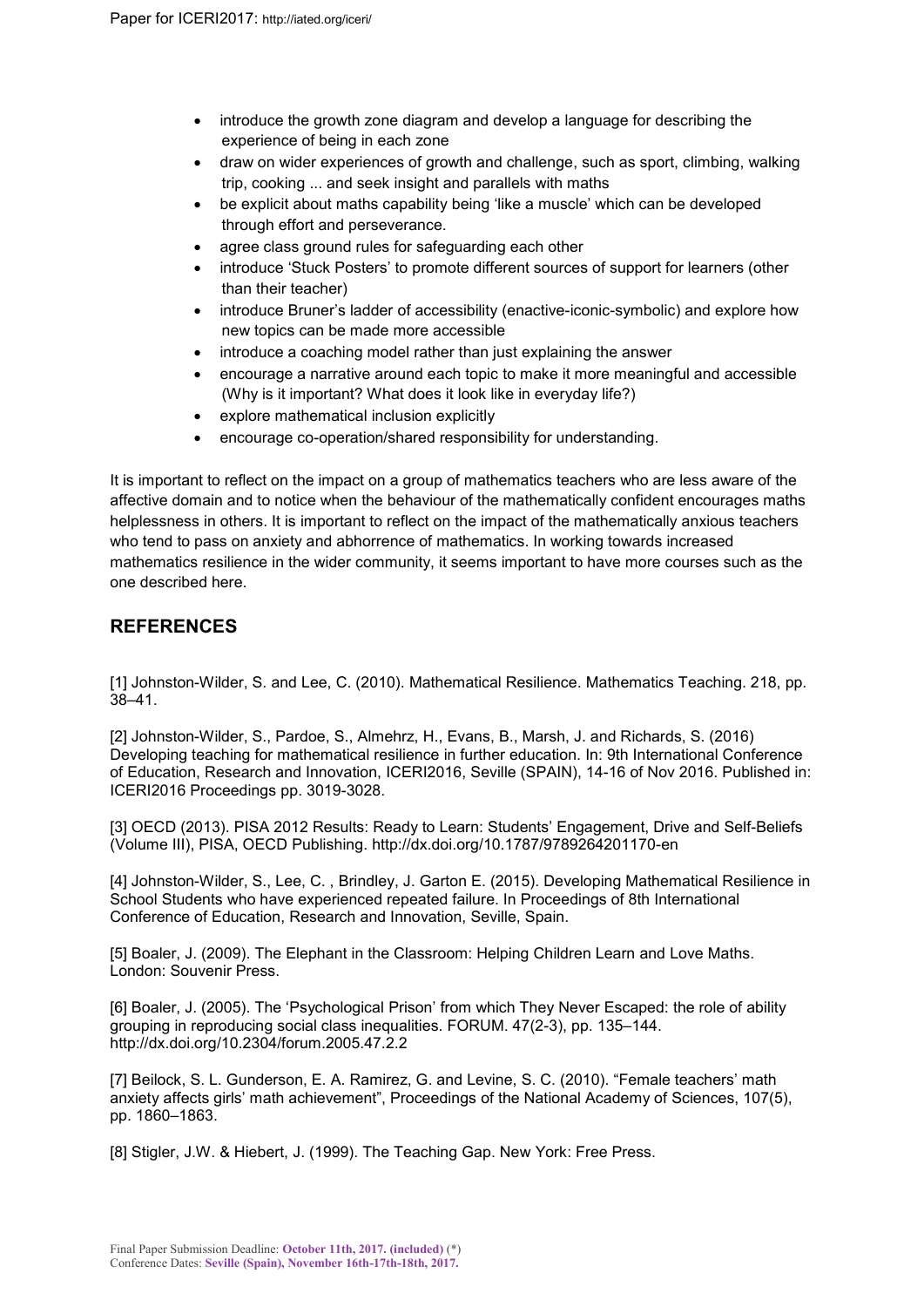- introduce the growth zone diagram and develop a language for describing the experience of being in each zone
- draw on wider experiences of growth and challenge, such as sport, climbing, walking trip, cooking ... and seek insight and parallels with maths
- be explicit about maths capability being 'like a muscle' which can be developed through effort and perseverance.
- agree class ground rules for safeguarding each other
- introduce 'Stuck Posters' to promote different sources of support for learners (other than their teacher)
- introduce Bruner's ladder of accessibility (enactive-iconic-symbolic) and explore how new topics can be made more accessible
- introduce a coaching model rather than just explaining the answer
- encourage a narrative around each topic to make it more meaningful and accessible (Why is it important? What does it look like in everyday life?)
- explore mathematical inclusion explicitly
- encourage co-operation/shared responsibility for understanding.

It is important to reflect on the impact on a group of mathematics teachers who are less aware of the affective domain and to notice when the behaviour of the mathematically confident encourages maths helplessness in others. It is important to reflect on the impact of the mathematically anxious teachers who tend to pass on anxiety and abhorrence of mathematics. In working towards increased mathematics resilience in the wider community, it seems important to have more courses such as the one described here.

## REFERENCES

[1] Johnston-Wilder, S. and Lee, C. (2010). Mathematical Resilience. Mathematics Teaching. 218, pp. 38–41.

[2] Johnston-Wilder, S., Pardoe, S., Almehrz, H., Evans, B., Marsh, J. and Richards, S. (2016) Developing teaching for mathematical resilience in further education. In: 9th International Conference of Education, Research and Innovation, ICERI2016, Seville (SPAIN), 14-16 of Nov 2016. Published in: ICERI2016 Proceedings pp. 3019-3028.

[3] OECD (2013). PISA 2012 Results: Ready to Learn: Students' Engagement, Drive and Self-Beliefs (Volume III), PISA, OECD Publishing. http://dx.doi.org/10.1787/9789264201170-en

[4] Johnston-Wilder, S., Lee, C. , Brindley, J. Garton E. (2015). Developing Mathematical Resilience in School Students who have experienced repeated failure. In Proceedings of 8th International Conference of Education, Research and Innovation, Seville, Spain.

[5] Boaler, J. (2009). The Elephant in the Classroom: Helping Children Learn and Love Maths. London: Souvenir Press.

[6] Boaler, J. (2005). The 'Psychological Prison' from which They Never Escaped: the role of ability grouping in reproducing social class inequalities. FORUM. 47(2-3), pp. 135–144. http://dx.doi.org/10.2304/forum.2005.47.2.2

[7] Beilock, S. L. Gunderson, E. A. Ramirez, G. and Levine, S. C. (2010). "Female teachers' math anxiety affects girls' math achievement", Proceedings of the National Academy of Sciences, 107(5), pp. 1860–1863.

[8] Stigler, J.W. & Hiebert, J. (1999). The Teaching Gap. New York: Free Press.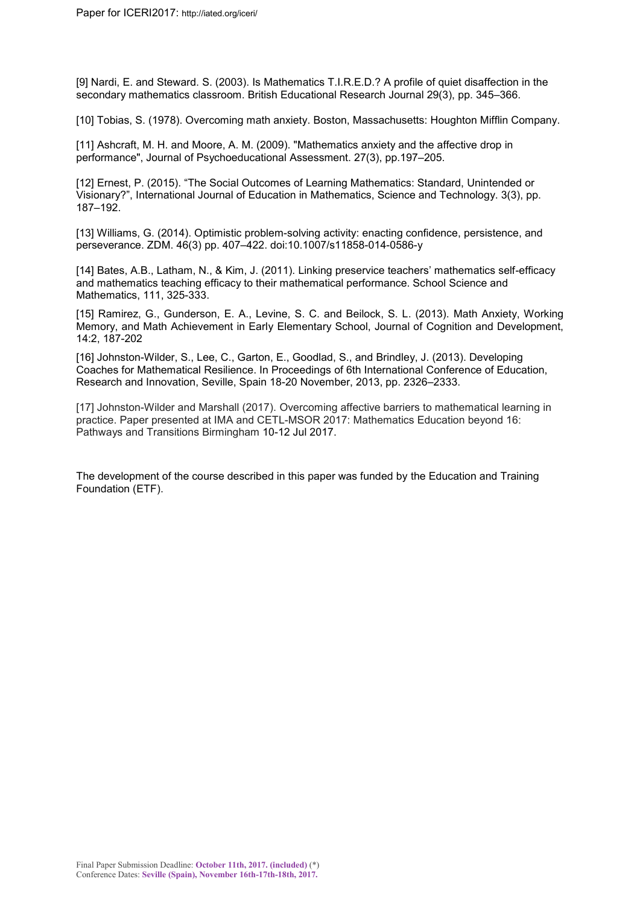[9] Nardi, E. and Steward. S. (2003). Is Mathematics T.I.R.E.D.? A profile of quiet disaffection in the secondary mathematics classroom. British Educational Research Journal 29(3), pp. 345–366.

[10] Tobias, S. (1978). Overcoming math anxiety. Boston, Massachusetts: Houghton Mifflin Company.

[11] Ashcraft, M. H. and Moore, A. M. (2009). "Mathematics anxiety and the affective drop in performance", Journal of Psychoeducational Assessment. 27(3), pp.197–205.

[12] Ernest, P. (2015). "The Social Outcomes of Learning Mathematics: Standard, Unintended or Visionary?", International Journal of Education in Mathematics, Science and Technology. 3(3), pp. 187–192.

[13] Williams, G. (2014). Optimistic problem-solving activity: enacting confidence, persistence, and perseverance. ZDM. 46(3) pp. 407–422. doi:10.1007/s11858-014-0586-y

[14] Bates, A.B., Latham, N., & Kim, J. (2011). Linking preservice teachers' mathematics self-efficacy and mathematics teaching efficacy to their mathematical performance. School Science and Mathematics, 111, 325-333.

[15] Ramirez, G., Gunderson, E. A., Levine, S. C. and Beilock, S. L. (2013). Math Anxiety, Working Memory, and Math Achievement in Early Elementary School, Journal of Cognition and Development, 14:2, 187-202

[16] Johnston-Wilder, S., Lee, C., Garton, E., Goodlad, S., and Brindley, J. (2013). Developing Coaches for Mathematical Resilience. In Proceedings of 6th International Conference of Education, Research and Innovation, Seville, Spain 18-20 November, 2013, pp. 2326–2333.

[17] Johnston-Wilder and Marshall (2017). Overcoming affective barriers to mathematical learning in practice. Paper presented at IMA and CETL-MSOR 2017: Mathematics Education beyond 16: Pathways and Transitions Birmingham 10-12 Jul 2017.

The development of the course described in this paper was funded by the Education and Training Foundation (ETF).